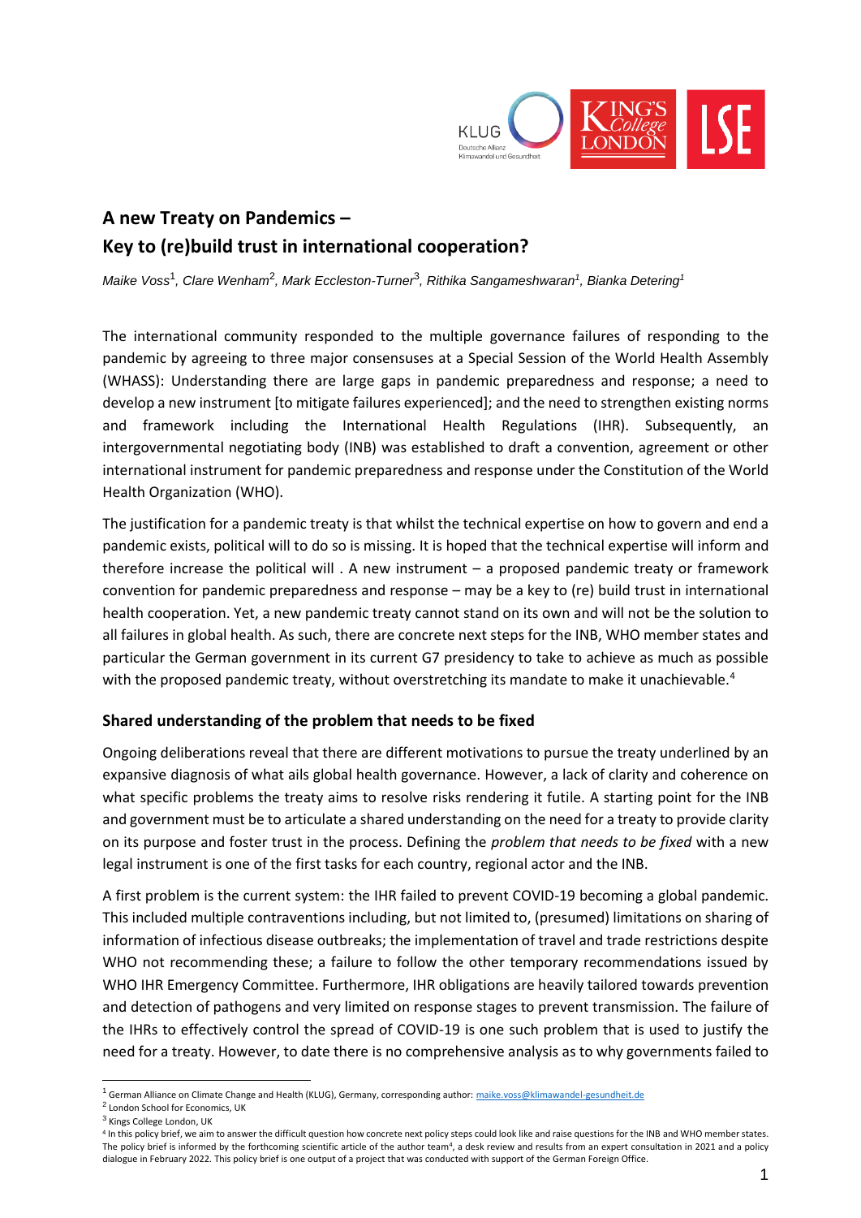# A new Treaty on Pandemics – Key to (re)build trust in international cooperation?

*Maike Voss[1], Clare Wenham[2], Mark Eccleston-Turner[3], Rithika Sangameshwaran[1], Bianka Detering[1]*

The international community responded to the multiple governance failures of responding to the pandemic by agreeing to three major consensuses at a Special Session of the World Health Assembly (WHASS): Understanding there are large gaps in pandemic preparedness and response; a need to develop a new instrument [to mitigate failures experienced]; and the need to strengthen existing norms and framework including the International Health Regulations (IHR). Subsequently, an intergovernmental negotiating body (INB) was established to draft a convention, agreement or other international instrument for pandemic preparedness and response under the Constitution of the World Health Organization (WHO).

The justification for a pandemic treaty is that whilst the technical expertise on how to govern and end a pandemic exists, political will to do so is missing. It is hoped that the technical expertise will inform and therefore increase the political will . A new instrument – a proposed pandemic treaty or framework convention for pandemic preparedness and response – may be a key to (re) build trust in international health cooperation. Yet, a new pandemic treaty cannot stand on its own and will not be the solution to all failures in global health. As such, there are concrete next steps for the INB, WHO member states and particular the German government in its current G7 presidency to take to achieve as much as possible with the proposed pandemic treaty, without overstretching its mandate to make it unachievable.[4]

## Shared understanding of the problem that needs to be fixed

Ongoing deliberations reveal that there are different motivations to pursue the treaty underlined by an expansive diagnosis of what ails global health governance. However, a lack of clarity and coherence on what specific problems the treaty aims to resolve risks rendering it futile. A starting point for the INB and government must be to articulate a shared understanding on the need for a treaty to provide clarity on its purpose and foster trust in the process. Defining the *problem that needs to be fixed* with a new legal instrument is one of the first tasks for each country, regional actor and the INB.

A first problem is the current system: the IHR failed to prevent COVID-19 becoming a global pandemic. This included multiple contraventions including, but not limited to, (presumed) limitations on sharing of information of infectious disease outbreaks; the implementation of travel and trade restrictions despite WHO not recommending these; a failure to follow the other temporary recommendations issued by WHO IHR Emergency Committee. Furthermore, IHR obligations are heavily tailored towards prevention and detection of pathogens and very limited on response stages to prevent transmission. The failure of the IHRs to effectively control the spread of COVID-19 is one such problem that is used to justify the need for a treaty. However, to date there is no comprehensive analysis as to why governments failed to

---

[1] German Alliance on Climate Change and Health (KLUG), Germany, corresponding author: maike.voss@klimawandel-gesundheit.de

[2] London School for Economics, UK

[3] Kings College London, UK

[4] In this policy brief, we aim to answer the difficult question how concrete next policy steps could look like and raise questions for the INB and WHO member states. The policy brief is informed by the forthcoming scientific article of the author team[4], a desk review and results from an expert consultation in 2021 and a policy dialogue in February 2022. This policy brief is one output of a project that was conducted with support of the German Foreign Office.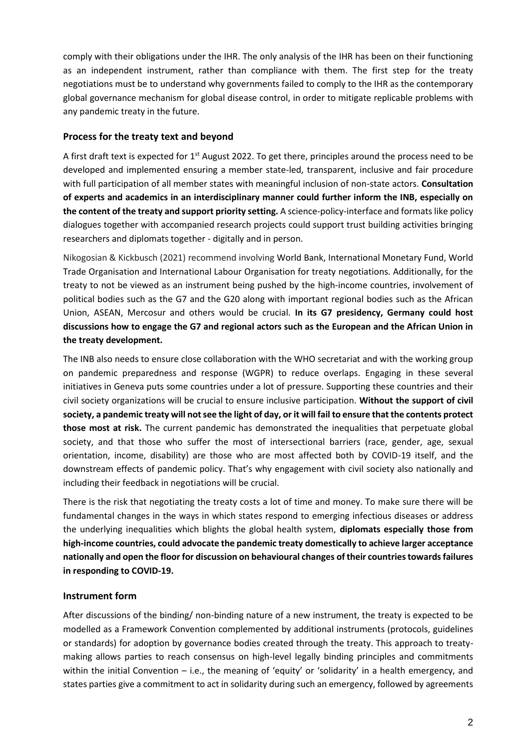comply with their obligations under the IHR. The only analysis of the IHR has been on their functioning as an independent instrument, rather than compliance with them. The first step for the treaty negotiations must be to understand why governments failed to comply to the IHR as the contemporary global governance mechanism for global disease control, in order to mitigate replicable problems with any pandemic treaty in the future.

## Process for the treaty text and beyond

A first draft text is expected for 1st August 2022. To get there, principles around the process need to be developed and implemented ensuring a member state-led, transparent, inclusive and fair procedure with full participation of all member states with meaningful inclusion of non-state actors. **Consultation of experts and academics in an interdisciplinary manner could further inform the INB, especially on the content of the treaty and support priority setting.** A science-policy-interface and formats like policy dialogues together with accompanied research projects could support trust building activities bringing researchers and diplomats together - digitally and in person.

Nikogosian & Kickbusch (2021) recommend involving World Bank, International Monetary Fund, World Trade Organisation and International Labour Organisation for treaty negotiations. Additionally, for the treaty to not be viewed as an instrument being pushed by the high-income countries, involvement of political bodies such as the G7 and the G20 along with important regional bodies such as the African Union, ASEAN, Mercosur and others would be crucial. **In its G7 presidency, Germany could host discussions how to engage the G7 and regional actors such as the European and the African Union in the treaty development.**

The INB also needs to ensure close collaboration with the WHO secretariat and with the working group on pandemic preparedness and response (WGPR) to reduce overlaps. Engaging in these several initiatives in Geneva puts some countries under a lot of pressure. Supporting these countries and their civil society organizations will be crucial to ensure inclusive participation. **Without the support of civil society, a pandemic treaty will not see the light of day, or it will fail to ensure that the contents protect those most at risk.** The current pandemic has demonstrated the inequalities that perpetuate global society, and that those who suffer the most of intersectional barriers (race, gender, age, sexual orientation, income, disability) are those who are most affected both by COVID-19 itself, and the downstream effects of pandemic policy. That's why engagement with civil society also nationally and including their feedback in negotiations will be crucial.

There is the risk that negotiating the treaty costs a lot of time and money. To make sure there will be fundamental changes in the ways in which states respond to emerging infectious diseases or address the underlying inequalities which blights the global health system, **diplomats especially those from high-income countries, could advocate the pandemic treaty domestically to achieve larger acceptance nationally and open the floor for discussion on behavioural changes of their countries towards failures in responding to COVID-19.**

## Instrument form

After discussions of the binding/ non-binding nature of a new instrument, the treaty is expected to be modelled as a Framework Convention complemented by additional instruments (protocols, guidelines or standards) for adoption by governance bodies created through the treaty. This approach to treaty-making allows parties to reach consensus on high-level legally binding principles and commitments within the initial Convention – i.e., the meaning of 'equity' or 'solidarity' in a health emergency, and states parties give a commitment to act in solidarity during such an emergency, followed by agreements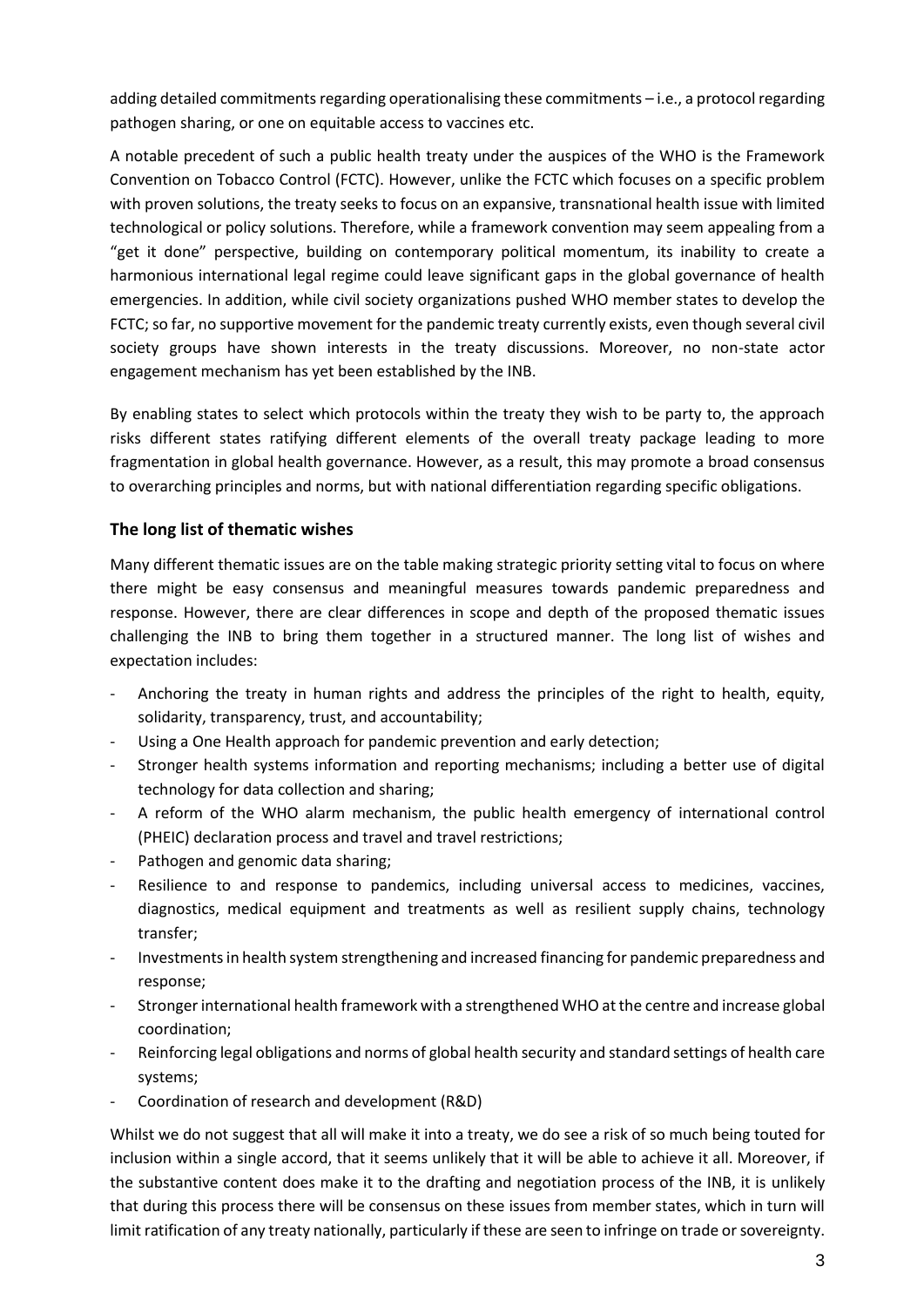adding detailed commitments regarding operationalising these commitments – i.e., a protocol regarding pathogen sharing, or one on equitable access to vaccines etc.

A notable precedent of such a public health treaty under the auspices of the WHO is the Framework Convention on Tobacco Control (FCTC). However, unlike the FCTC which focuses on a specific problem with proven solutions, the treaty seeks to focus on an expansive, transnational health issue with limited technological or policy solutions. Therefore, while a framework convention may seem appealing from a "get it done" perspective, building on contemporary political momentum, its inability to create a harmonious international legal regime could leave significant gaps in the global governance of health emergencies. In addition, while civil society organizations pushed WHO member states to develop the FCTC; so far, no supportive movement for the pandemic treaty currently exists, even though several civil society groups have shown interests in the treaty discussions. Moreover, no non-state actor engagement mechanism has yet been established by the INB.

By enabling states to select which protocols within the treaty they wish to be party to, the approach risks different states ratifying different elements of the overall treaty package leading to more fragmentation in global health governance. However, as a result, this may promote a broad consensus to overarching principles and norms, but with national differentiation regarding specific obligations.

## The long list of thematic wishes

Many different thematic issues are on the table making strategic priority setting vital to focus on where there might be easy consensus and meaningful measures towards pandemic preparedness and response. However, there are clear differences in scope and depth of the proposed thematic issues challenging the INB to bring them together in a structured manner. The long list of wishes and expectation includes:

- Anchoring the treaty in human rights and address the principles of the right to health, equity, solidarity, transparency, trust, and accountability;
- Using a One Health approach for pandemic prevention and early detection;
- Stronger health systems information and reporting mechanisms; including a better use of digital technology for data collection and sharing;
- A reform of the WHO alarm mechanism, the public health emergency of international control (PHEIC) declaration process and travel and travel restrictions;
- Pathogen and genomic data sharing;
- Resilience to and response to pandemics, including universal access to medicines, vaccines, diagnostics, medical equipment and treatments as well as resilient supply chains, technology transfer;
- Investments in health system strengthening and increased financing for pandemic preparedness and response;
- Stronger international health framework with a strengthened WHO at the centre and increase global coordination;
- Reinforcing legal obligations and norms of global health security and standard settings of health care systems;
- Coordination of research and development (R&D)

Whilst we do not suggest that all will make it into a treaty, we do see a risk of so much being touted for inclusion within a single accord, that it seems unlikely that it will be able to achieve it all. Moreover, if the substantive content does make it to the drafting and negotiation process of the INB, it is unlikely that during this process there will be consensus on these issues from member states, which in turn will limit ratification of any treaty nationally, particularly if these are seen to infringe on trade or sovereignty.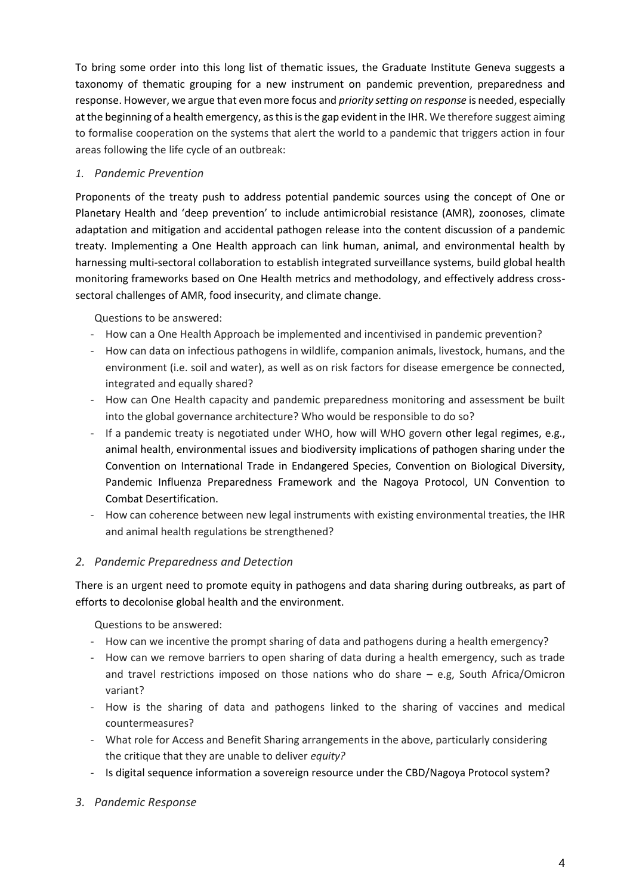To bring some order into this long list of thematic issues, the Graduate Institute Geneva suggests a taxonomy of thematic grouping for a new instrument on pandemic prevention, preparedness and response. However, we argue that even more focus and *priority setting on response* is needed, especially at the beginning of a health emergency, as this is the gap evident in the IHR. We therefore suggest aiming to formalise cooperation on the systems that alert the world to a pandemic that triggers action in four areas following the life cycle of an outbreak:

## 1. *Pandemic Prevention*

Proponents of the treaty push to address potential pandemic sources using the concept of One or Planetary Health and 'deep prevention' to include antimicrobial resistance (AMR), zoonoses, climate adaptation and mitigation and accidental pathogen release into the content discussion of a pandemic treaty. Implementing a One Health approach can link human, animal, and environmental health by harnessing multi-sectoral collaboration to establish integrated surveillance systems, build global health monitoring frameworks based on One Health metrics and methodology, and effectively address cross-sectoral challenges of AMR, food insecurity, and climate change.

Questions to be answered:

- How can a One Health Approach be implemented and incentivised in pandemic prevention?
- How can data on infectious pathogens in wildlife, companion animals, livestock, humans, and the environment (i.e. soil and water), as well as on risk factors for disease emergence be connected, integrated and equally shared?
- How can One Health capacity and pandemic preparedness monitoring and assessment be built into the global governance architecture? Who would be responsible to do so?
- If a pandemic treaty is negotiated under WHO, how will WHO govern other legal regimes, e.g., animal health, environmental issues and biodiversity implications of pathogen sharing under the Convention on International Trade in Endangered Species, Convention on Biological Diversity, Pandemic Influenza Preparedness Framework and the Nagoya Protocol, UN Convention to Combat Desertification.
- How can coherence between new legal instruments with existing environmental treaties, the IHR and animal health regulations be strengthened?

## 2. *Pandemic Preparedness and Detection*

There is an urgent need to promote equity in pathogens and data sharing during outbreaks, as part of efforts to decolonise global health and the environment.

Questions to be answered:

- How can we incentive the prompt sharing of data and pathogens during a health emergency?
- How can we remove barriers to open sharing of data during a health emergency, such as trade and travel restrictions imposed on those nations who do share – e.g, South Africa/Omicron variant?
- How is the sharing of data and pathogens linked to the sharing of vaccines and medical countermeasures?
- What role for Access and Benefit Sharing arrangements in the above, particularly considering the critique that they are unable to deliver *equity?*
- Is digital sequence information a sovereign resource under the CBD/Nagoya Protocol system?

## 3. *Pandemic Response*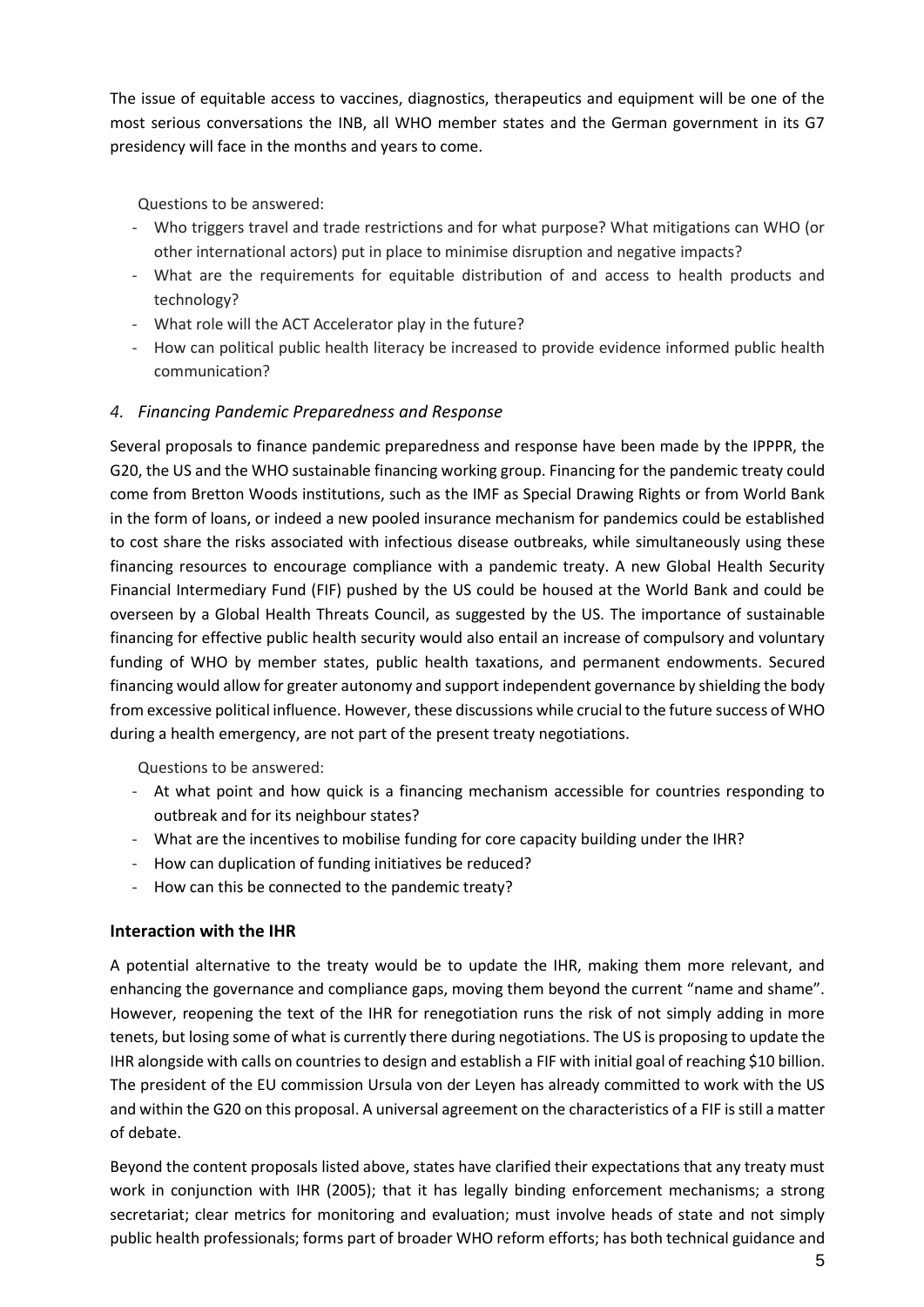The issue of equitable access to vaccines, diagnostics, therapeutics and equipment will be one of the most serious conversations the INB, all WHO member states and the German government in its G7 presidency will face in the months and years to come.

Questions to be answered:

- Who triggers travel and trade restrictions and for what purpose? What mitigations can WHO (or other international actors) put in place to minimise disruption and negative impacts?
- What are the requirements for equitable distribution of and access to health products and technology?
- What role will the ACT Accelerator play in the future?
- How can political public health literacy be increased to provide evidence informed public health communication?

### *4. Financing Pandemic Preparedness and Response*

Several proposals to finance pandemic preparedness and response have been made by the IPPPR, the G20, the US and the WHO sustainable financing working group. Financing for the pandemic treaty could come from Bretton Woods institutions, such as the IMF as Special Drawing Rights or from World Bank in the form of loans, or indeed a new pooled insurance mechanism for pandemics could be established to cost share the risks associated with infectious disease outbreaks, while simultaneously using these financing resources to encourage compliance with a pandemic treaty. A new Global Health Security Financial Intermediary Fund (FIF) pushed by the US could be housed at the World Bank and could be overseen by a Global Health Threats Council, as suggested by the US. The importance of sustainable financing for effective public health security would also entail an increase of compulsory and voluntary funding of WHO by member states, public health taxations, and permanent endowments. Secured financing would allow for greater autonomy and support independent governance by shielding the body from excessive political influence. However, these discussions while crucial to the future success of WHO during a health emergency, are not part of the present treaty negotiations.

Questions to be answered:

- At what point and how quick is a financing mechanism accessible for countries responding to outbreak and for its neighbour states?
- What are the incentives to mobilise funding for core capacity building under the IHR?
- How can duplication of funding initiatives be reduced?
- How can this be connected to the pandemic treaty?

### **Interaction with the IHR**

A potential alternative to the treaty would be to update the IHR, making them more relevant, and enhancing the governance and compliance gaps, moving them beyond the current "name and shame". However, reopening the text of the IHR for renegotiation runs the risk of not simply adding in more tenets, but losing some of what is currently there during negotiations. The US is proposing to update the IHR alongside with calls on countries to design and establish a FIF with initial goal of reaching \$10 billion. The president of the EU commission Ursula von der Leyen has already committed to work with the US and within the G20 on this proposal. A universal agreement on the characteristics of a FIF is still a matter of debate.

Beyond the content proposals listed above, states have clarified their expectations that any treaty must work in conjunction with IHR (2005); that it has legally binding enforcement mechanisms; a strong secretariat; clear metrics for monitoring and evaluation; must involve heads of state and not simply public health professionals; forms part of broader WHO reform efforts; has both technical guidance and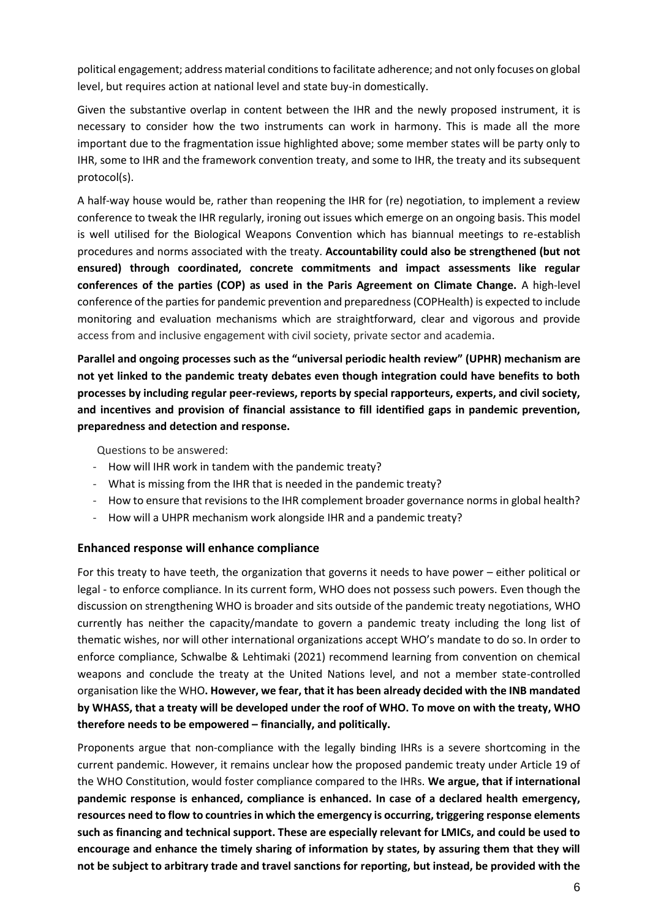political engagement; address material conditions to facilitate adherence; and not only focuses on global level, but requires action at national level and state buy-in domestically.

Given the substantive overlap in content between the IHR and the newly proposed instrument, it is necessary to consider how the two instruments can work in harmony. This is made all the more important due to the fragmentation issue highlighted above; some member states will be party only to IHR, some to IHR and the framework convention treaty, and some to IHR, the treaty and its subsequent protocol(s).

A half-way house would be, rather than reopening the IHR for (re) negotiation, to implement a review conference to tweak the IHR regularly, ironing out issues which emerge on an ongoing basis. This model is well utilised for the Biological Weapons Convention which has biannual meetings to re-establish procedures and norms associated with the treaty. **Accountability could also be strengthened (but not ensured) through coordinated, concrete commitments and impact assessments like regular conferences of the parties (COP) as used in the Paris Agreement on Climate Change.** A high-level conference of the parties for pandemic prevention and preparedness (COPHealth) is expected to include monitoring and evaluation mechanisms which are straightforward, clear and vigorous and provide access from and inclusive engagement with civil society, private sector and academia.

**Parallel and ongoing processes such as the "universal periodic health review" (UPHR) mechanism are not yet linked to the pandemic treaty debates even though integration could have benefits to both processes by including regular peer-reviews, reports by special rapporteurs, experts, and civil society, and incentives and provision of financial assistance to fill identified gaps in pandemic prevention, preparedness and detection and response.**

Questions to be answered:

- How will IHR work in tandem with the pandemic treaty?
- What is missing from the IHR that is needed in the pandemic treaty?
- How to ensure that revisions to the IHR complement broader governance norms in global health?
- How will a UHPR mechanism work alongside IHR and a pandemic treaty?

### Enhanced response will enhance compliance

For this treaty to have teeth, the organization that governs it needs to have power – either political or legal - to enforce compliance. In its current form, WHO does not possess such powers. Even though the discussion on strengthening WHO is broader and sits outside of the pandemic treaty negotiations, WHO currently has neither the capacity/mandate to govern a pandemic treaty including the long list of thematic wishes, nor will other international organizations accept WHO's mandate to do so. In order to enforce compliance, Schwalbe & Lehtimaki (2021) recommend learning from convention on chemical weapons and conclude the treaty at the United Nations level, and not a member state-controlled organisation like the WHO**. However, we fear, that it has been already decided with the INB mandated by WHASS, that a treaty will be developed under the roof of WHO. To move on with the treaty, WHO therefore needs to be empowered – financially, and politically.**

Proponents argue that non-compliance with the legally binding IHRs is a severe shortcoming in the current pandemic. However, it remains unclear how the proposed pandemic treaty under Article 19 of the WHO Constitution, would foster compliance compared to the IHRs. **We argue, that if international pandemic response is enhanced, compliance is enhanced. In case of a declared health emergency, resources need to flow to countries in which the emergency is occurring, triggering response elements such as financing and technical support. These are especially relevant for LMICs, and could be used to encourage and enhance the timely sharing of information by states, by assuring them that they will not be subject to arbitrary trade and travel sanctions for reporting, but instead, be provided with the**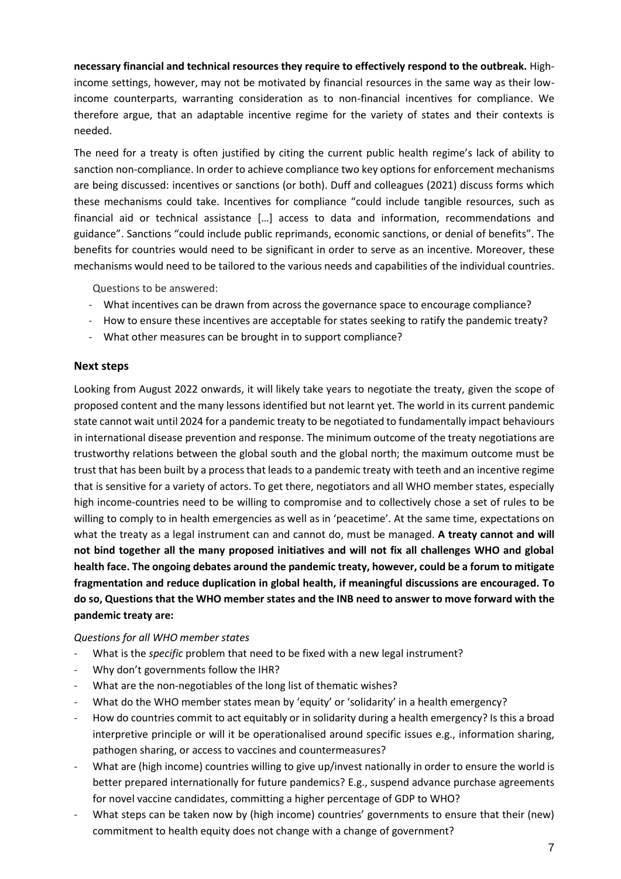**necessary financial and technical resources they require to effectively respond to the outbreak.** High-income settings, however, may not be motivated by financial resources in the same way as their low-income counterparts, warranting consideration as to non-financial incentives for compliance. We therefore argue, that an adaptable incentive regime for the variety of states and their contexts is needed.

The need for a treaty is often justified by citing the current public health regime's lack of ability to sanction non-compliance. In order to achieve compliance two key options for enforcement mechanisms are being discussed: incentives or sanctions (or both). Duff and colleagues (2021) discuss forms which these mechanisms could take. Incentives for compliance "could include tangible resources, such as financial aid or technical assistance […] access to data and information, recommendations and guidance". Sanctions "could include public reprimands, economic sanctions, or denial of benefits". The benefits for countries would need to be significant in order to serve as an incentive. Moreover, these mechanisms would need to be tailored to the various needs and capabilities of the individual countries.

Questions to be answered:

- What incentives can be drawn from across the governance space to encourage compliance?
- How to ensure these incentives are acceptable for states seeking to ratify the pandemic treaty?
- What other measures can be brought in to support compliance?

## Next steps

Looking from August 2022 onwards, it will likely take years to negotiate the treaty, given the scope of proposed content and the many lessons identified but not learnt yet. The world in its current pandemic state cannot wait until 2024 for a pandemic treaty to be negotiated to fundamentally impact behaviours in international disease prevention and response. The minimum outcome of the treaty negotiations are trustworthy relations between the global south and the global north; the maximum outcome must be trust that has been built by a process that leads to a pandemic treaty with teeth and an incentive regime that is sensitive for a variety of actors. To get there, negotiators and all WHO member states, especially high income-countries need to be willing to compromise and to collectively chose a set of rules to be willing to comply to in health emergencies as well as in 'peacetime'. At the same time, expectations on what the treaty as a legal instrument can and cannot do, must be managed. **A treaty cannot and will not bind together all the many proposed initiatives and will not fix all challenges WHO and global health face. The ongoing debates around the pandemic treaty, however, could be a forum to mitigate fragmentation and reduce duplication in global health, if meaningful discussions are encouraged. To do so, Questions that the WHO member states and the INB need to answer to move forward with the pandemic treaty are:**

*Questions for all WHO member states*

- What is the *specific* problem that need to be fixed with a new legal instrument?
- Why don't governments follow the IHR?
- What are the non-negotiables of the long list of thematic wishes?
- What do the WHO member states mean by 'equity' or 'solidarity' in a health emergency?
- How do countries commit to act equitably or in solidarity during a health emergency? Is this a broad interpretive principle or will it be operationalised around specific issues e.g., information sharing, pathogen sharing, or access to vaccines and countermeasures?
- What are (high income) countries willing to give up/invest nationally in order to ensure the world is better prepared internationally for future pandemics? E.g., suspend advance purchase agreements for novel vaccine candidates, committing a higher percentage of GDP to WHO?
- What steps can be taken now by (high income) countries' governments to ensure that their (new) commitment to health equity does not change with a change of government?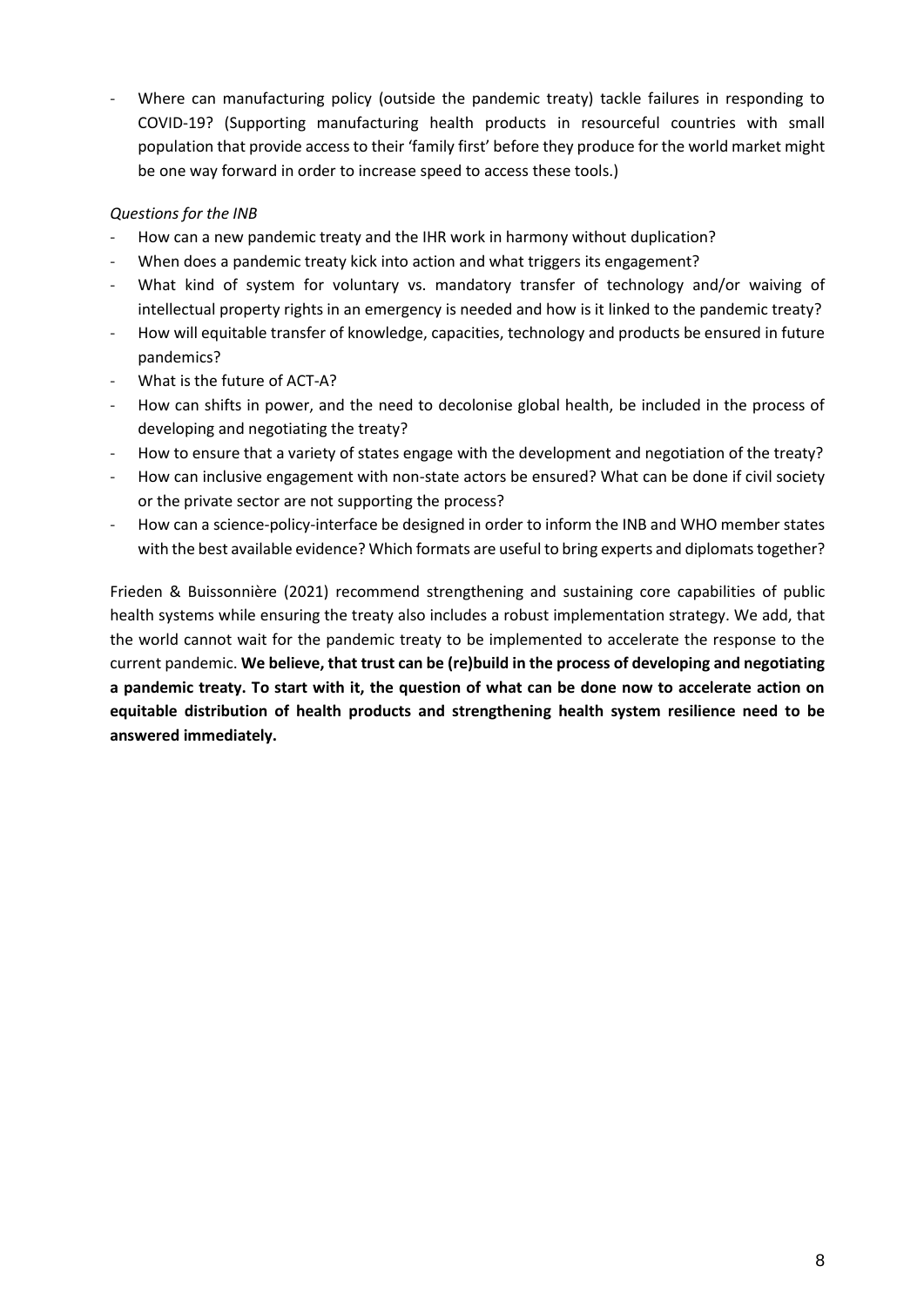- Where can manufacturing policy (outside the pandemic treaty) tackle failures in responding to COVID-19? (Supporting manufacturing health products in resourceful countries with small population that provide access to their 'family first' before they produce for the world market might be one way forward in order to increase speed to access these tools.)

*Questions for the INB*

- How can a new pandemic treaty and the IHR work in harmony without duplication?
- When does a pandemic treaty kick into action and what triggers its engagement?
- What kind of system for voluntary vs. mandatory transfer of technology and/or waiving of intellectual property rights in an emergency is needed and how is it linked to the pandemic treaty?
- How will equitable transfer of knowledge, capacities, technology and products be ensured in future pandemics?
- What is the future of ACT-A?
- How can shifts in power, and the need to decolonise global health, be included in the process of developing and negotiating the treaty?
- How to ensure that a variety of states engage with the development and negotiation of the treaty?
- How can inclusive engagement with non-state actors be ensured? What can be done if civil society or the private sector are not supporting the process?
- How can a science-policy-interface be designed in order to inform the INB and WHO member states with the best available evidence? Which formats are useful to bring experts and diplomats together?

Frieden & Buissonnière (2021) recommend strengthening and sustaining core capabilities of public health systems while ensuring the treaty also includes a robust implementation strategy. We add, that the world cannot wait for the pandemic treaty to be implemented to accelerate the response to the current pandemic. **We believe, that trust can be (re)build in the process of developing and negotiating a pandemic treaty. To start with it, the question of what can be done now to accelerate action on equitable distribution of health products and strengthening health system resilience need to be answered immediately.**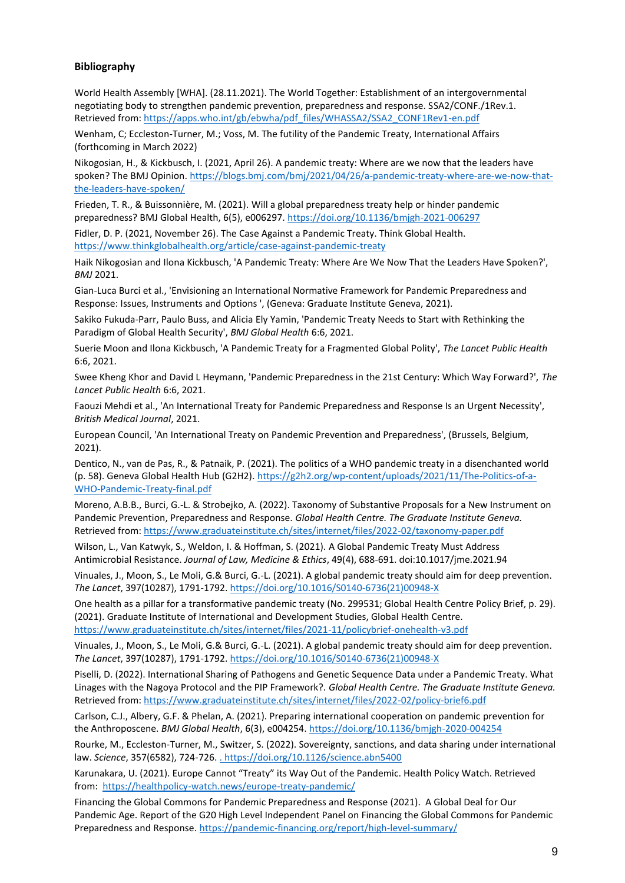**Bibliography**

World Health Assembly [WHA]. (28.11.2021). The World Together: Establishment of an intergovernmental negotiating body to strengthen pandemic prevention, preparedness and response. SSA2/CONF./1Rev.1. Retrieved from: https://apps.who.int/gb/ebwha/pdf_files/WHASSA2/SSA2_CONF1Rev1-en.pdf

Wenham, C; Eccleston-Turner, M.; Voss, M. The futility of the Pandemic Treaty, International Affairs (forthcoming in March 2022)

Nikogosian, H., & Kickbusch, I. (2021, April 26). A pandemic treaty: Where are we now that the leaders have spoken? The BMJ Opinion. https://blogs.bmj.com/bmj/2021/04/26/a-pandemic-treaty-where-are-we-now-that-the-leaders-have-spoken/

Frieden, T. R., & Buissonnière, M. (2021). Will a global preparedness treaty help or hinder pandemic preparedness? BMJ Global Health, 6(5), e006297. https://doi.org/10.1136/bmjgh-2021-006297

Fidler, D. P. (2021, November 26). The Case Against a Pandemic Treaty. Think Global Health. https://www.thinkglobalhealth.org/article/case-against-pandemic-treaty

Haik Nikogosian and Ilona Kickbusch, 'A Pandemic Treaty: Where Are We Now That the Leaders Have Spoken?', *BMJ* 2021.

Gian-Luca Burci et al., 'Envisioning an International Normative Framework for Pandemic Preparedness and Response: Issues, Instruments and Options ', (Geneva: Graduate Institute Geneva, 2021).

Sakiko Fukuda-Parr, Paulo Buss, and Alicia Ely Yamin, 'Pandemic Treaty Needs to Start with Rethinking the Paradigm of Global Health Security', *BMJ Global Health* 6:6, 2021.

Suerie Moon and Ilona Kickbusch, 'A Pandemic Treaty for a Fragmented Global Polity', *The Lancet Public Health* 6:6, 2021.

Swee Kheng Khor and David L Heymann, 'Pandemic Preparedness in the 21st Century: Which Way Forward?', *The Lancet Public Health* 6:6, 2021.

Faouzi Mehdi et al., 'An International Treaty for Pandemic Preparedness and Response Is an Urgent Necessity', *British Medical Journal*, 2021.

European Council, 'An International Treaty on Pandemic Prevention and Preparedness', (Brussels, Belgium, 2021).

Dentico, N., van de Pas, R., & Patnaik, P. (2021). The politics of a WHO pandemic treaty in a disenchanted world (p. 58). Geneva Global Health Hub (G2H2). https://g2h2.org/wp-content/uploads/2021/11/The-Politics-of-a-WHO-Pandemic-Treaty-final.pdf

Moreno, A.B.B., Burci, G.-L. & Strobejko, A. (2022). Taxonomy of Substantive Proposals for a New Instrument on Pandemic Prevention, Preparedness and Response. *Global Health Centre. The Graduate Institute Geneva.* Retrieved from: https://www.graduateinstitute.ch/sites/internet/files/2022-02/taxonomy-paper.pdf

Wilson, L., Van Katwyk, S., Weldon, I. & Hoffman, S. (2021). A Global Pandemic Treaty Must Address Antimicrobial Resistance. *Journal of Law, Medicine & Ethics*, 49(4), 688-691. doi:10.1017/jme.2021.94

Vinuales, J., Moon, S., Le Moli, G.& Burci, G.-L. (2021). A global pandemic treaty should aim for deep prevention. *The Lancet*, 397(10287), 1791-1792. https://doi.org/10.1016/S0140-6736(21)00948-X

One health as a pillar for a transformative pandemic treaty (No. 299531; Global Health Centre Policy Brief, p. 29). (2021). Graduate Institute of International and Development Studies, Global Health Centre. https://www.graduateinstitute.ch/sites/internet/files/2021-11/policybrief-onehealth-v3.pdf

Vinuales, J., Moon, S., Le Moli, G.& Burci, G.-L. (2021). A global pandemic treaty should aim for deep prevention. *The Lancet*, 397(10287), 1791-1792. https://doi.org/10.1016/S0140-6736(21)00948-X

Piselli, D. (2022). International Sharing of Pathogens and Genetic Sequence Data under a Pandemic Treaty. What Linages with the Nagoya Protocol and the PIP Framework?. *Global Health Centre. The Graduate Institute Geneva.* Retrieved from: https://www.graduateinstitute.ch/sites/internet/files/2022-02/policy-brief6.pdf

Carlson, C.J., Albery, G.F. & Phelan, A. (2021). Preparing international cooperation on pandemic prevention for the Anthroposcene. *BMJ Global Health*, 6(3), e004254. https://doi.org/10.1136/bmjgh-2020-004254

Rourke, M., Eccleston-Turner, M., Switzer, S. (2022). Sovereignty, sanctions, and data sharing under international law. *Science*, 357(6582), 724-726. . https://doi.org/10.1126/science.abn5400

Karunakara, U. (2021). Europe Cannot "Treaty" its Way Out of the Pandemic. Health Policy Watch. Retrieved from: https://healthpolicy-watch.news/europe-treaty-pandemic/

Financing the Global Commons for Pandemic Preparedness and Response (2021). A Global Deal for Our Pandemic Age. Report of the G20 High Level Independent Panel on Financing the Global Commons for Pandemic Preparedness and Response. https://pandemic-financing.org/report/high-level-summary/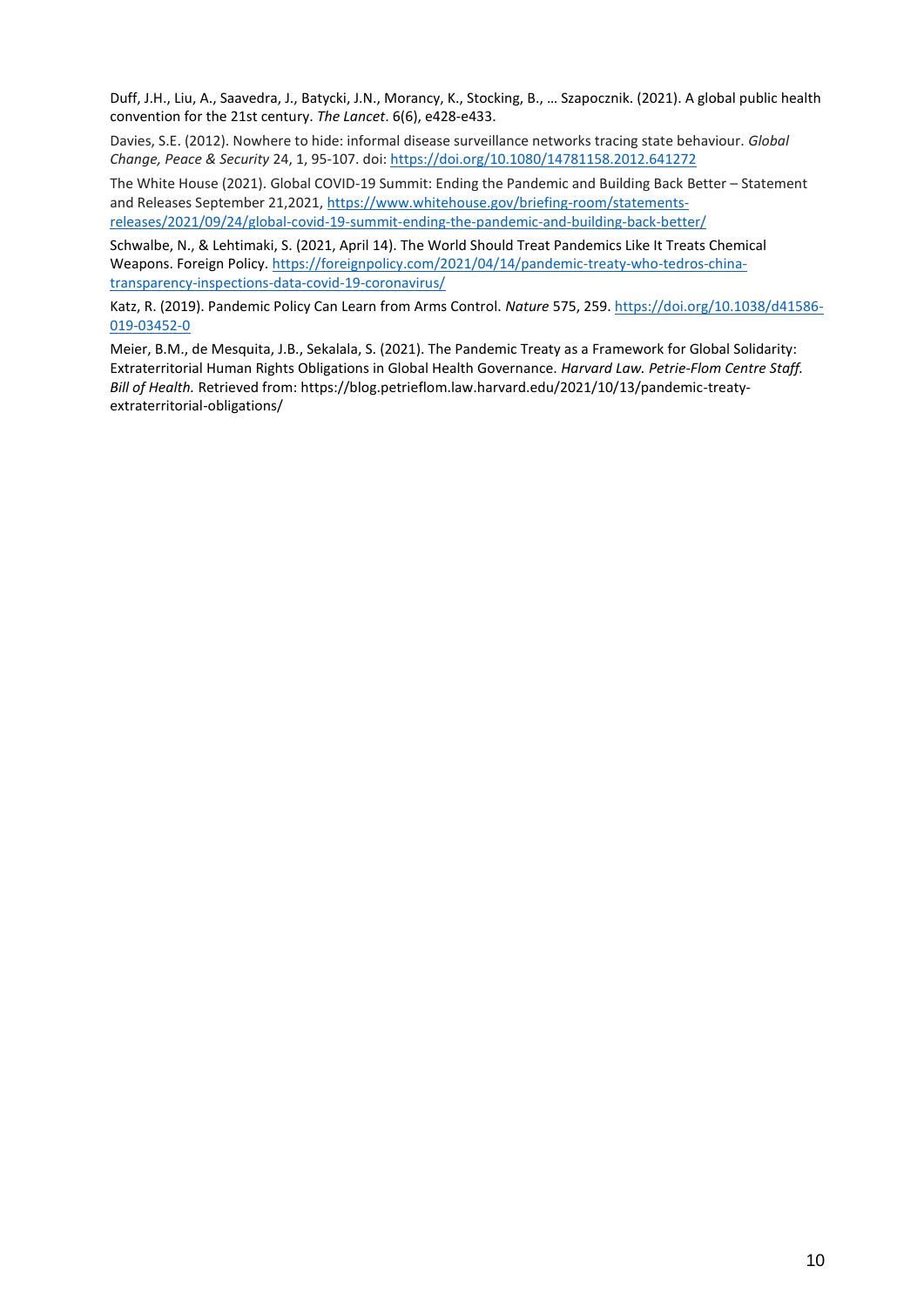Duff, J.H., Liu, A., Saavedra, J., Batycki, J.N., Morancy, K., Stocking, B., … Szapocznik. (2021). A global public health convention for the 21st century. *The Lancet*. 6(6), e428-e433.

Davies, S.E. (2012). Nowhere to hide: informal disease surveillance networks tracing state behaviour. *Global Change, Peace & Security* 24, 1, 95-107. doi: https://doi.org/10.1080/14781158.2012.641272

The White House (2021). Global COVID-19 Summit: Ending the Pandemic and Building Back Better – Statement and Releases September 21,2021, https://www.whitehouse.gov/briefing-room/statements-releases/2021/09/24/global-covid-19-summit-ending-the-pandemic-and-building-back-better/

Schwalbe, N., & Lehtimaki, S. (2021, April 14). The World Should Treat Pandemics Like It Treats Chemical Weapons. Foreign Policy. https://foreignpolicy.com/2021/04/14/pandemic-treaty-who-tedros-china-transparency-inspections-data-covid-19-coronavirus/

Katz, R. (2019). Pandemic Policy Can Learn from Arms Control. *Nature* 575, 259. https://doi.org/10.1038/d41586-019-03452-0

Meier, B.M., de Mesquita, J.B., Sekalala, S. (2021). The Pandemic Treaty as a Framework for Global Solidarity: Extraterritorial Human Rights Obligations in Global Health Governance. *Harvard Law. Petrie-Flom Centre Staff. Bill of Health.* Retrieved from: https://blog.petrieflom.law.harvard.edu/2021/10/13/pandemic-treaty-extraterritorial-obligations/